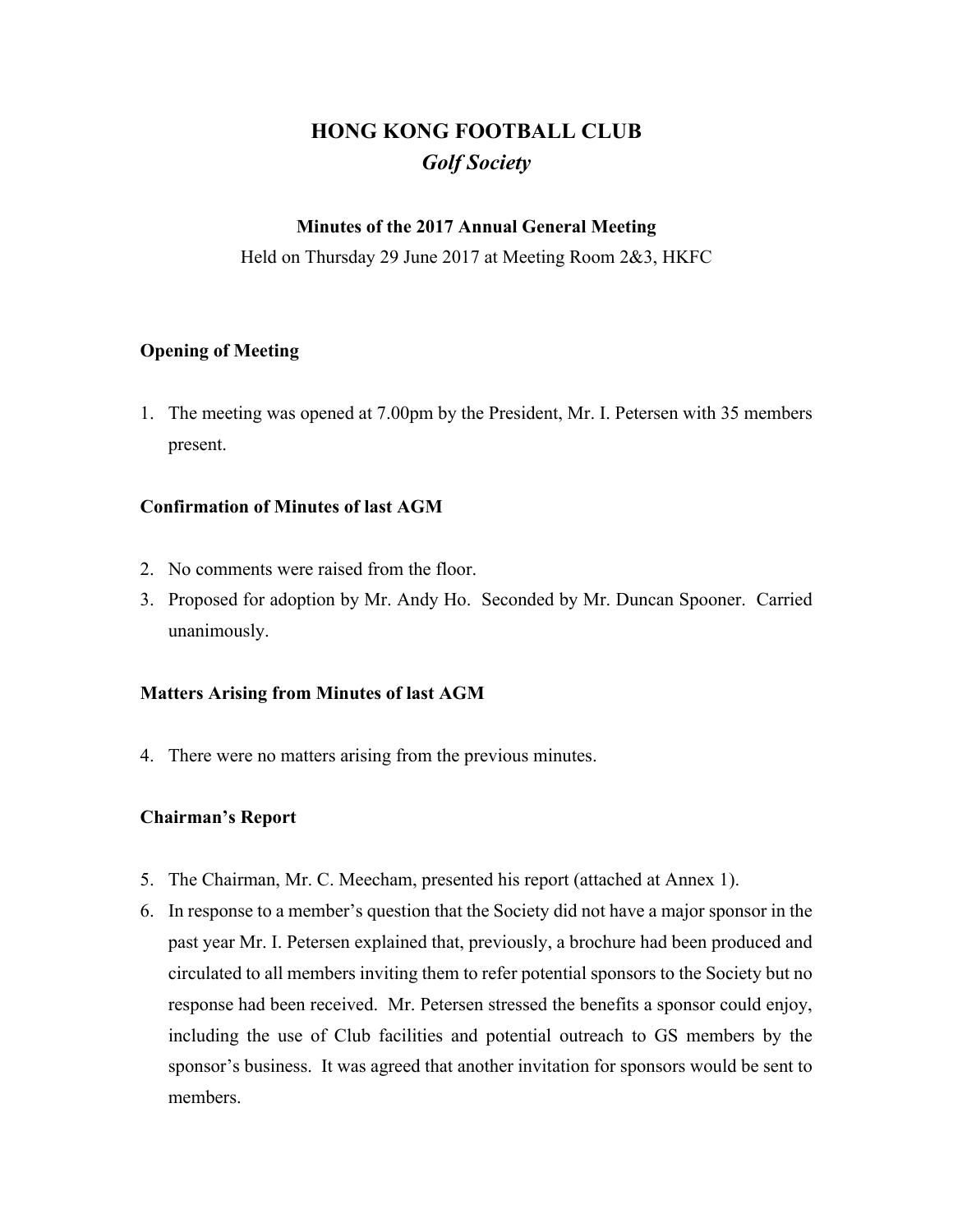# HONG KONG FOOTBALL CLUB

## *Golf Society*

**Minutes of the 2017 Annual General Meeting**

Held on Thursday 29 June 2017 at Meeting Room 2&3, HKFC

### Opening of Meeting

1. The meeting was opened at 7.00pm by the President, Mr. I. Petersen with 35 members present.

### Confirmation of Minutes of last AGM

2. No comments were raised from the floor.
3. Proposed for adoption by Mr. Andy Ho. Seconded by Mr. Duncan Spooner. Carried unanimously.

### Matters Arising from Minutes of last AGM

4. There were no matters arising from the previous minutes.

### Chairman's Report

5. The Chairman, Mr. C. Meecham, presented his report (attached at Annex 1).
6. In response to a member's question that the Society did not have a major sponsor in the past year Mr. I. Petersen explained that, previously, a brochure had been produced and circulated to all members inviting them to refer potential sponsors to the Society but no response had been received. Mr. Petersen stressed the benefits a sponsor could enjoy, including the use of Club facilities and potential outreach to GS members by the sponsor's business. It was agreed that another invitation for sponsors would be sent to members.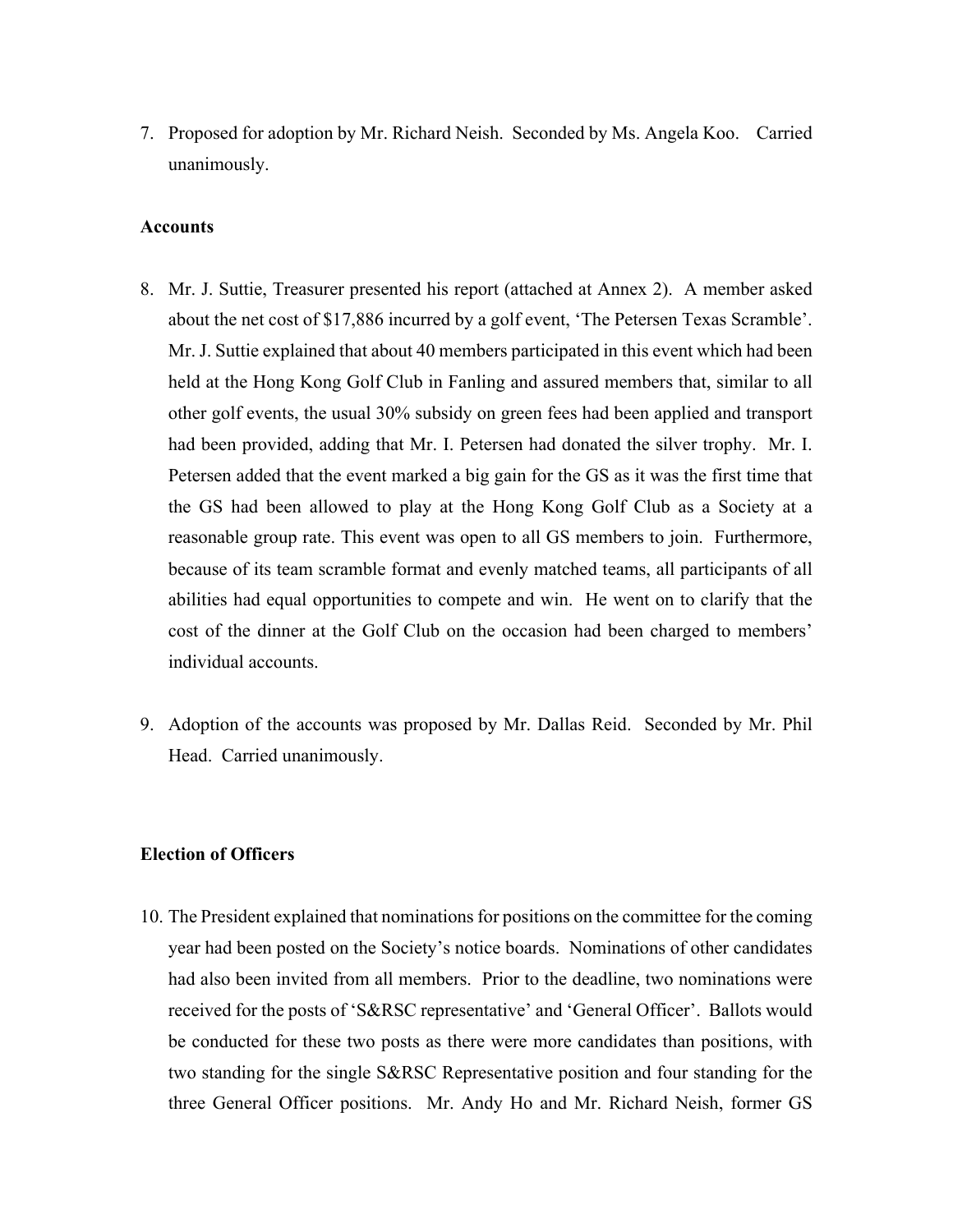7. Proposed for adoption by Mr. Richard Neish. Seconded by Ms. Angela Koo. Carried unanimously.

**Accounts**

8. Mr. J. Suttie, Treasurer presented his report (attached at Annex 2). A member asked about the net cost of $17,886 incurred by a golf event, 'The Petersen Texas Scramble'. Mr. J. Suttie explained that about 40 members participated in this event which had been held at the Hong Kong Golf Club in Fanling and assured members that, similar to all other golf events, the usual 30% subsidy on green fees had been applied and transport had been provided, adding that Mr. I. Petersen had donated the silver trophy. Mr. I. Petersen added that the event marked a big gain for the GS as it was the first time that the GS had been allowed to play at the Hong Kong Golf Club as a Society at a reasonable group rate. This event was open to all GS members to join. Furthermore, because of its team scramble format and evenly matched teams, all participants of all abilities had equal opportunities to compete and win. He went on to clarify that the cost of the dinner at the Golf Club on the occasion had been charged to members' individual accounts.

9. Adoption of the accounts was proposed by Mr. Dallas Reid. Seconded by Mr. Phil Head. Carried unanimously.

**Election of Officers**

10. The President explained that nominations for positions on the committee for the coming year had been posted on the Society's notice boards. Nominations of other candidates had also been invited from all members. Prior to the deadline, two nominations were received for the posts of 'S&RSC representative' and 'General Officer'. Ballots would be conducted for these two posts as there were more candidates than positions, with two standing for the single S&RSC Representative position and four standing for the three General Officer positions. Mr. Andy Ho and Mr. Richard Neish, former GS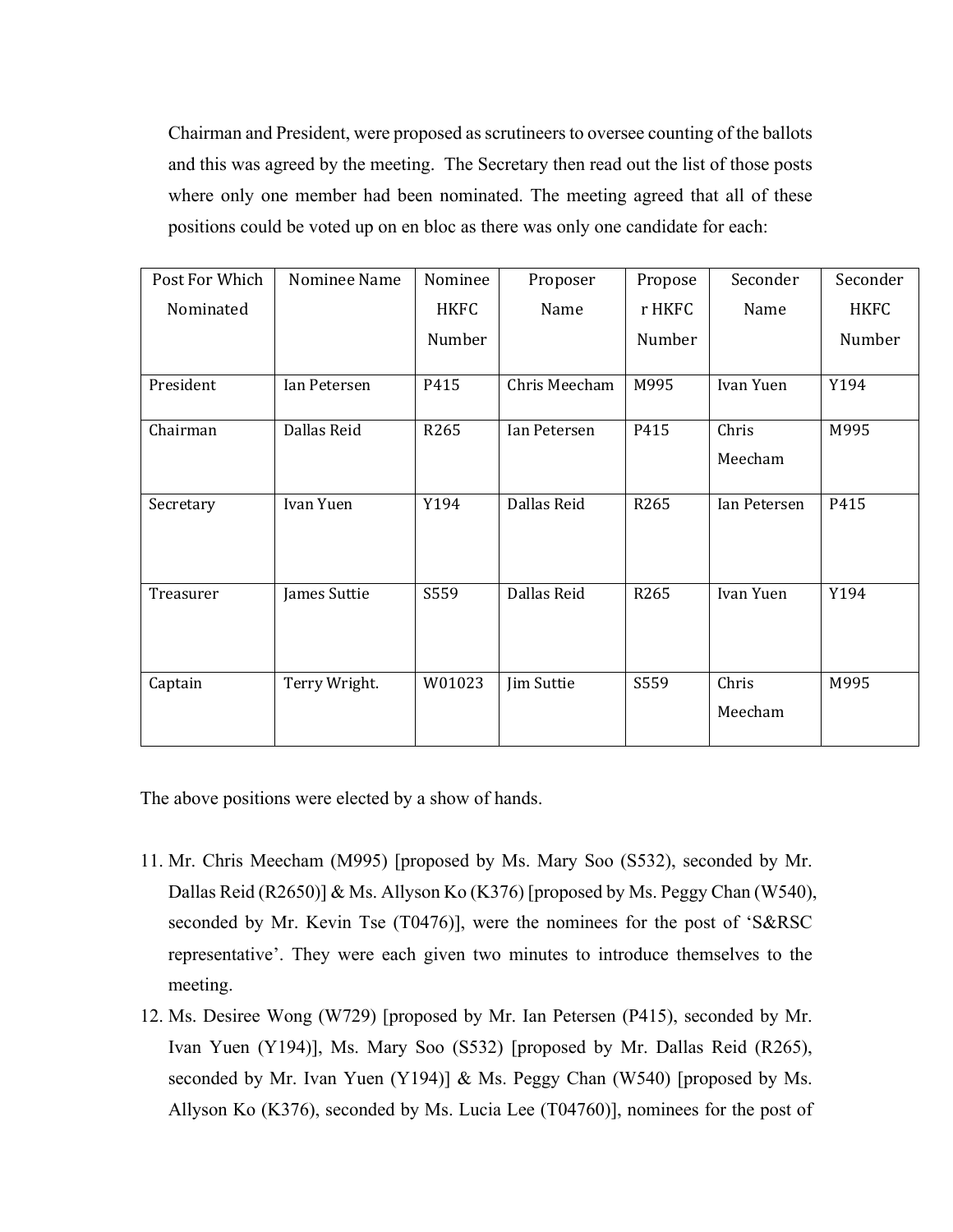Chairman and President, were proposed as scrutineers to oversee counting of the ballots and this was agreed by the meeting. The Secretary then read out the list of those posts where only one member had been nominated. The meeting agreed that all of these positions could be voted up on en bloc as there was only one candidate for each:

| Post For Which Nominated | Nominee Name | Nominee HKFC Number | Proposer Name | Proposer HKFC Number | Seconder Name | Seconder HKFC Number |
|---|---|---|---|---|---|---|
| President | Ian Petersen | P415 | Chris Meecham | M995 | Ivan Yuen | Y194 |
| Chairman | Dallas Reid | R265 | Ian Petersen | P415 | Chris Meecham | M995 |
| Secretary | Ivan Yuen | Y194 | Dallas Reid | R265 | Ian Petersen | P415 |
| Treasurer | James Suttie | S559 | Dallas Reid | R265 | Ivan Yuen | Y194 |
| Captain | Terry Wright. | W01023 | Jim Suttie | S559 | Chris Meecham | M995 |

The above positions were elected by a show of hands.

11. Mr. Chris Meecham (M995) [proposed by Ms. Mary Soo (S532), seconded by Mr. Dallas Reid (R2650)] & Ms. Allyson Ko (K376) [proposed by Ms. Peggy Chan (W540), seconded by Mr. Kevin Tse (T0476)], were the nominees for the post of 'S&RSC representative'. They were each given two minutes to introduce themselves to the meeting.
12. Ms. Desiree Wong (W729) [proposed by Mr. Ian Petersen (P415), seconded by Mr. Ivan Yuen (Y194)], Ms. Mary Soo (S532) [proposed by Mr. Dallas Reid (R265), seconded by Mr. Ivan Yuen (Y194)] & Ms. Peggy Chan (W540) [proposed by Ms. Allyson Ko (K376), seconded by Ms. Lucia Lee (T04760)], nominees for the post of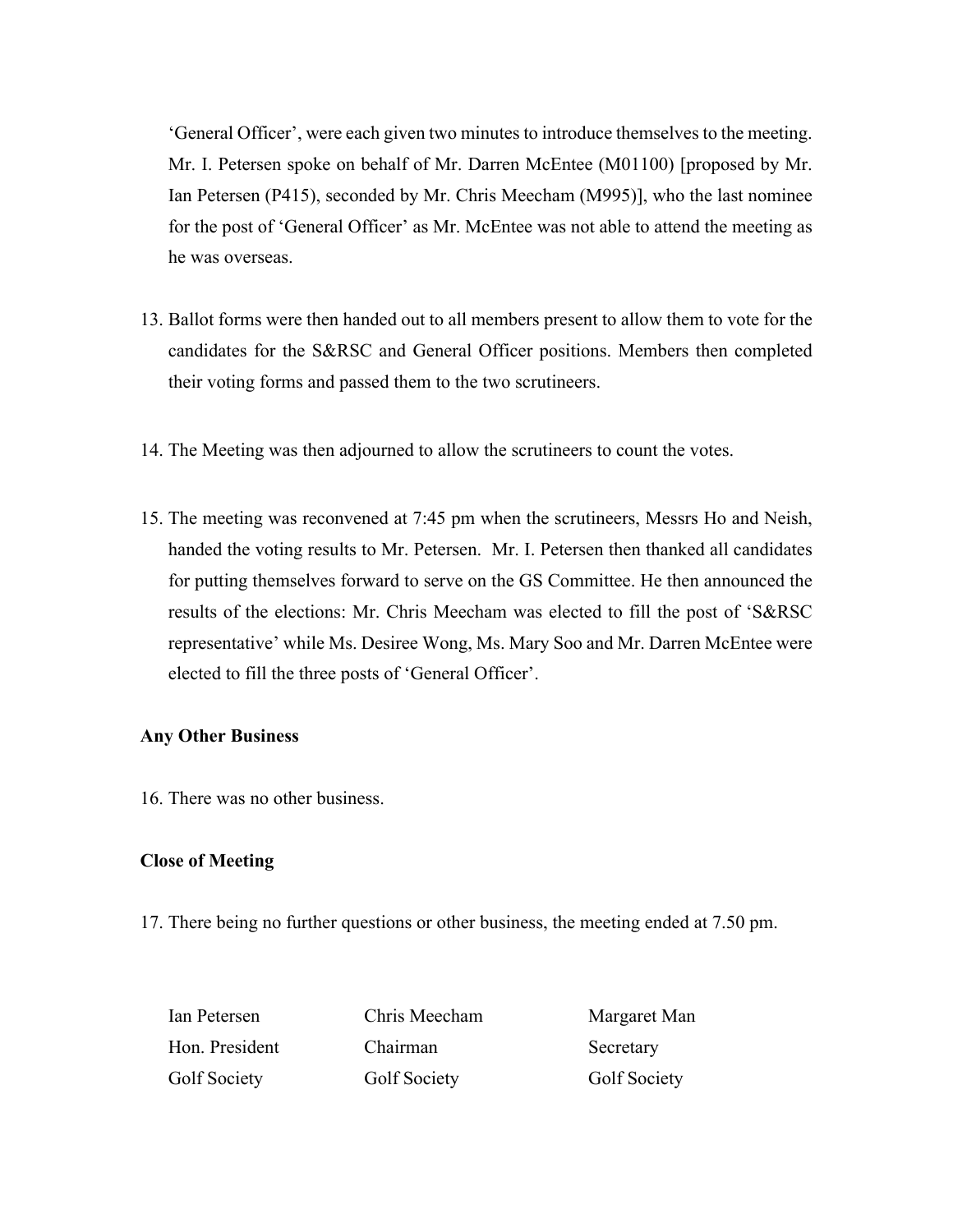'General Officer', were each given two minutes to introduce themselves to the meeting. Mr. I. Petersen spoke on behalf of Mr. Darren McEntee (M01100) [proposed by Mr. Ian Petersen (P415), seconded by Mr. Chris Meecham (M995)], who the last nominee for the post of 'General Officer' as Mr. McEntee was not able to attend the meeting as he was overseas.

13. Ballot forms were then handed out to all members present to allow them to vote for the candidates for the S&RSC and General Officer positions. Members then completed their voting forms and passed them to the two scrutineers.

14. The Meeting was then adjourned to allow the scrutineers to count the votes.

15. The meeting was reconvened at 7:45 pm when the scrutineers, Messrs Ho and Neish, handed the voting results to Mr. Petersen. Mr. I. Petersen then thanked all candidates for putting themselves forward to serve on the GS Committee. He then announced the results of the elections: Mr. Chris Meecham was elected to fill the post of 'S&RSC representative' while Ms. Desiree Wong, Ms. Mary Soo and Mr. Darren McEntee were elected to fill the three posts of 'General Officer'.

**Any Other Business**

16. There was no other business.

**Close of Meeting**

17. There being no further questions or other business, the meeting ended at 7.50 pm.

| Ian Petersen | Chris Meecham | Margaret Man |
|---|---|---|
| Hon. President | Chairman | Secretary |
| Golf Society | Golf Society | Golf Society |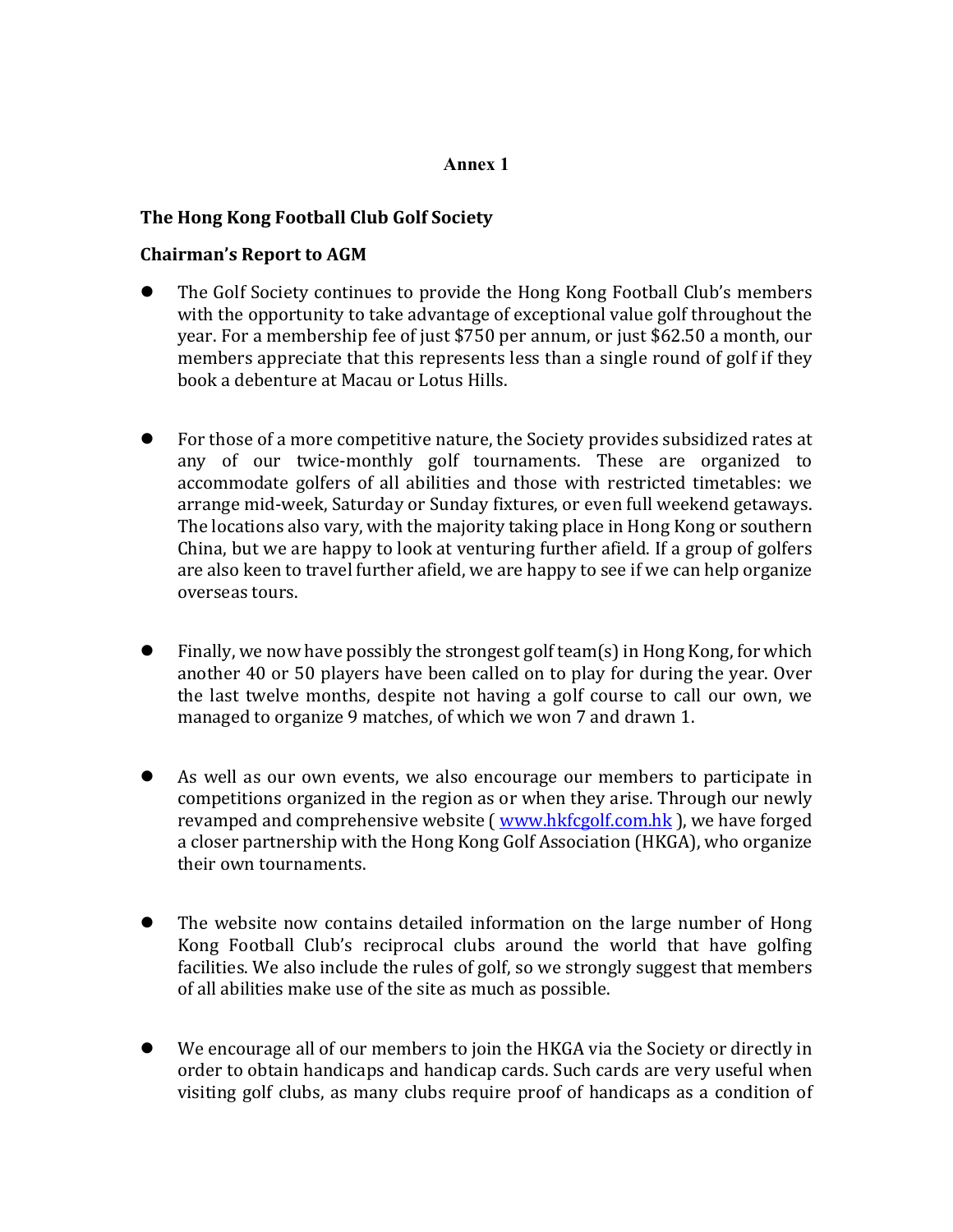**Annex 1**

**The Hong Kong Football Club Golf Society**

**Chairman's Report to AGM**

- The Golf Society continues to provide the Hong Kong Football Club's members with the opportunity to take advantage of exceptional value golf throughout the year. For a membership fee of just $750 per annum, or just $62.50 a month, our members appreciate that this represents less than a single round of golf if they book a debenture at Macau or Lotus Hills.

- For those of a more competitive nature, the Society provides subsidized rates at any of our twice-monthly golf tournaments. These are organized to accommodate golfers of all abilities and those with restricted timetables: we arrange mid-week, Saturday or Sunday fixtures, or even full weekend getaways. The locations also vary, with the majority taking place in Hong Kong or southern China, but we are happy to look at venturing further afield. If a group of golfers are also keen to travel further afield, we are happy to see if we can help organize overseas tours.

- Finally, we now have possibly the strongest golf team(s) in Hong Kong, for which another 40 or 50 players have been called on to play for during the year. Over the last twelve months, despite not having a golf course to call our own, we managed to organize 9 matches, of which we won 7 and drawn 1.

- As well as our own events, we also encourage our members to participate in competitions organized in the region as or when they arise. Through our newly revamped and comprehensive website ( www.hkfcgolf.com.hk ), we have forged a closer partnership with the Hong Kong Golf Association (HKGA), who organize their own tournaments.

- The website now contains detailed information on the large number of Hong Kong Football Club's reciprocal clubs around the world that have golfing facilities. We also include the rules of golf, so we strongly suggest that members of all abilities make use of the site as much as possible.

- We encourage all of our members to join the HKGA via the Society or directly in order to obtain handicaps and handicap cards. Such cards are very useful when visiting golf clubs, as many clubs require proof of handicaps as a condition of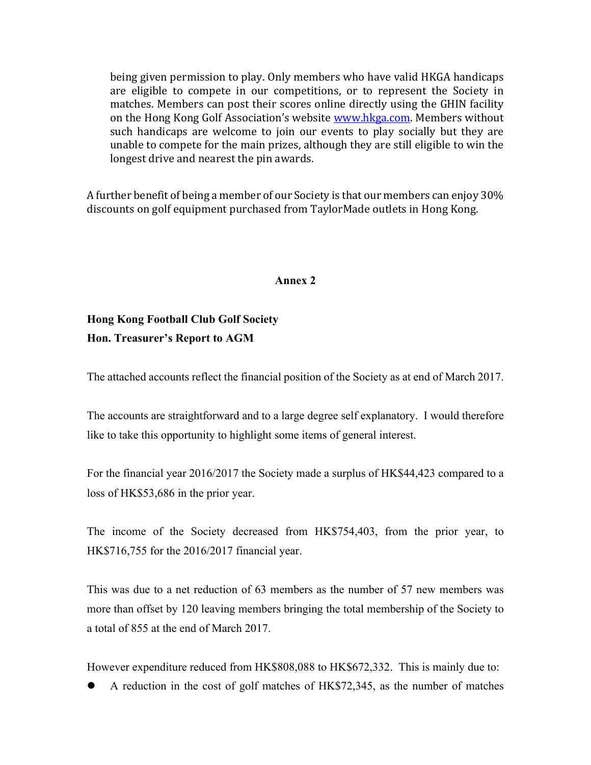being given permission to play. Only members who have valid HKGA handicaps are eligible to compete in our competitions, or to represent the Society in matches. Members can post their scores online directly using the GHIN facility on the Hong Kong Golf Association's website [www.hkga.com](http://www.hkga.com). Members without such handicaps are welcome to join our events to play socially but they are unable to compete for the main prizes, although they are still eligible to win the longest drive and nearest the pin awards.

A further benefit of being a member of our Society is that our members can enjoy 30% discounts on golf equipment purchased from TaylorMade outlets in Hong Kong.

**Annex 2**

**Hong Kong Football Club Golf Society**
**Hon. Treasurer's Report to AGM**

The attached accounts reflect the financial position of the Society as at end of March 2017.

The accounts are straightforward and to a large degree self explanatory. I would therefore like to take this opportunity to highlight some items of general interest.

For the financial year 2016/2017 the Society made a surplus of HK$44,423 compared to a loss of HK$53,686 in the prior year.

The income of the Society decreased from HK$754,403, from the prior year, to HK$716,755 for the 2016/2017 financial year.

This was due to a net reduction of 63 members as the number of 57 new members was more than offset by 120 leaving members bringing the total membership of the Society to a total of 855 at the end of March 2017.

However expenditure reduced from HK$808,088 to HK$672,332. This is mainly due to:

- A reduction in the cost of golf matches of HK$72,345, as the number of matches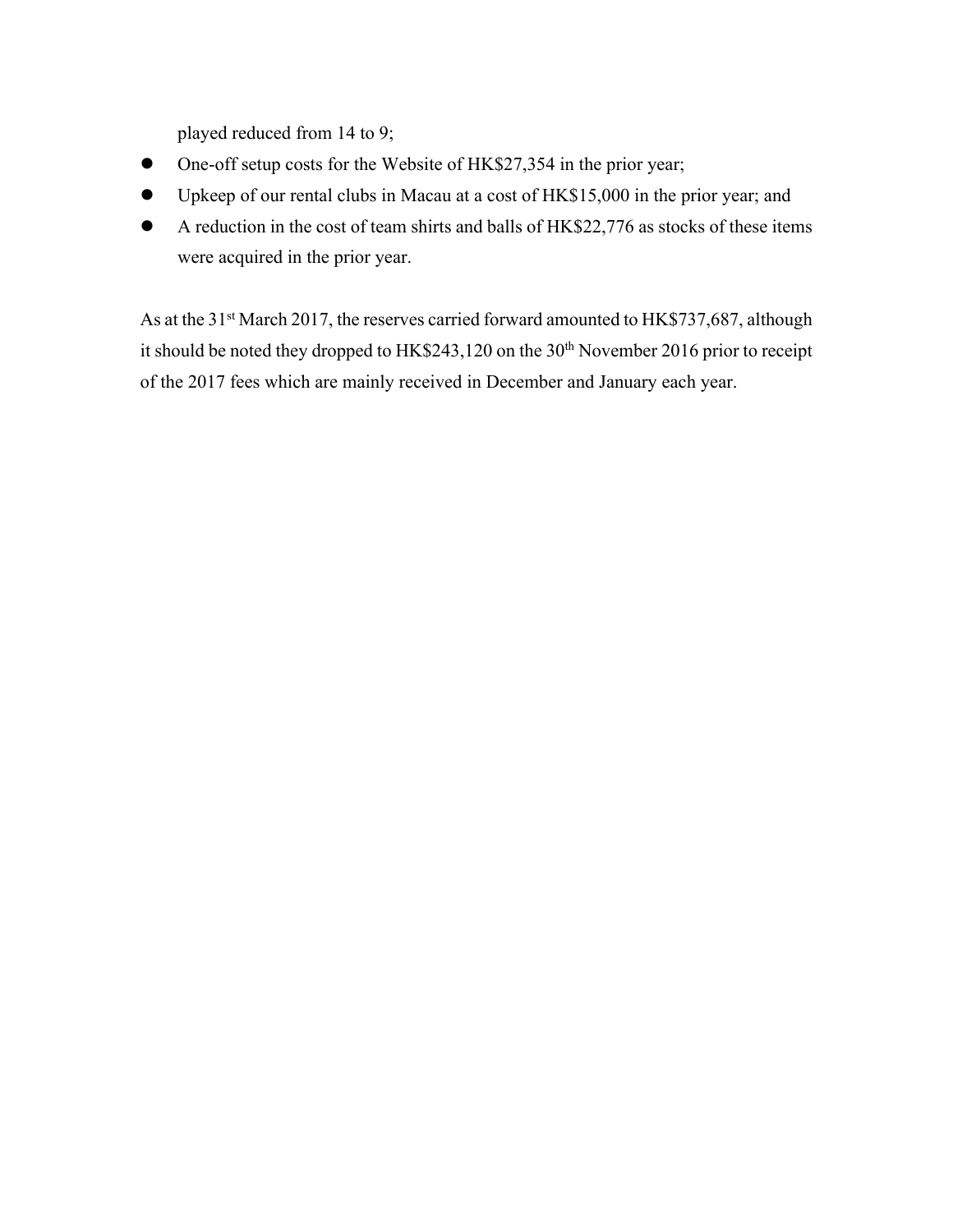played reduced from 14 to 9;

- One-off setup costs for the Website of HK$27,354 in the prior year;
- Upkeep of our rental clubs in Macau at a cost of HK$15,000 in the prior year; and
- A reduction in the cost of team shirts and balls of HK$22,776 as stocks of these items were acquired in the prior year.

As at the 31st March 2017, the reserves carried forward amounted to HK$737,687, although it should be noted they dropped to HK$243,120 on the 30th November 2016 prior to receipt of the 2017 fees which are mainly received in December and January each year.